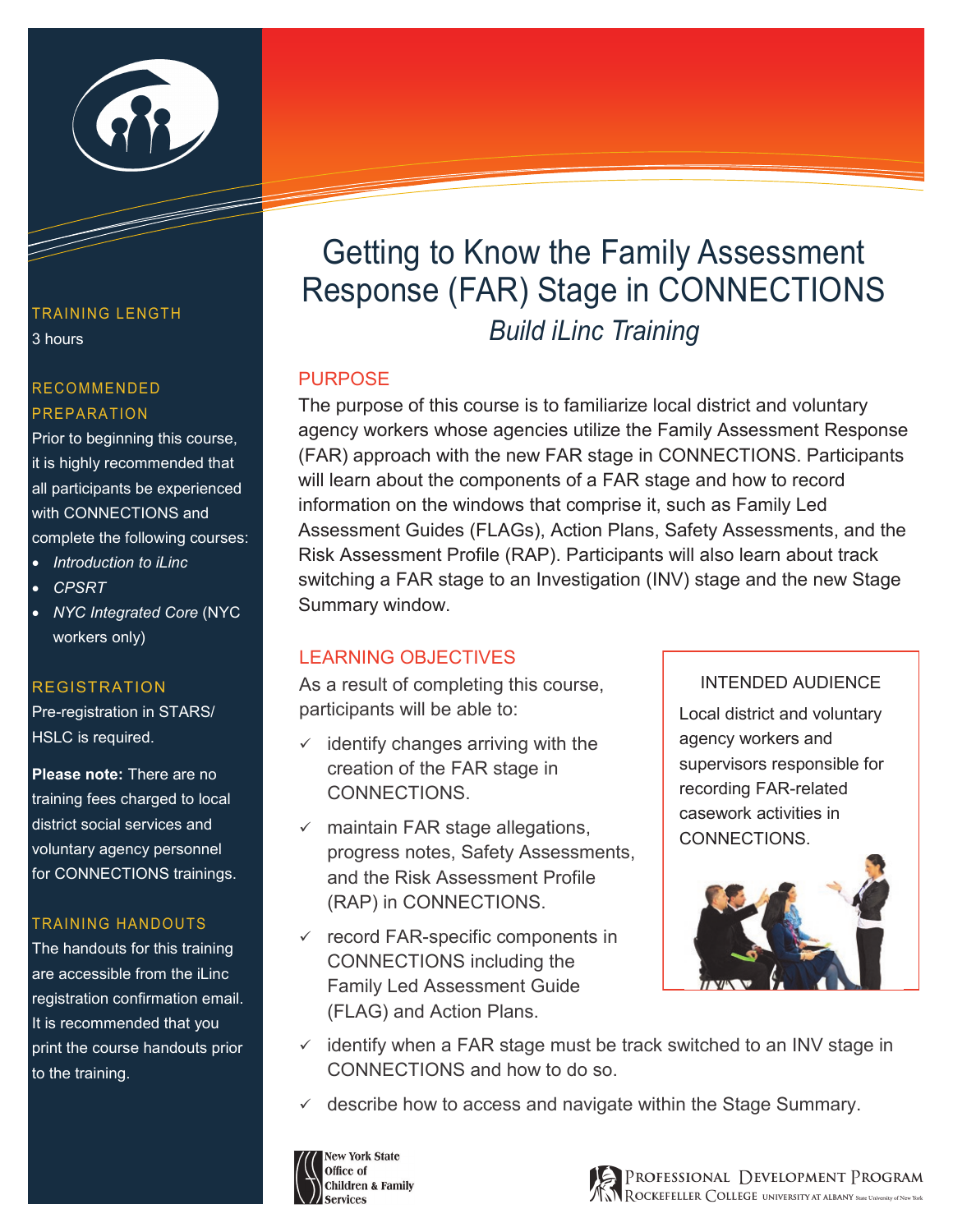# Getting to Know the Family Assessment Response (FAR) Stage in CONNECTIONS

*Build iLinc Training*

## PURPOSE

The purpose of this course is to familiarize local district and voluntary agency workers whose agencies utilize the Family Assessment Response (FAR) approach with the new FAR stage in CONNECTIONS. Participants will learn about the components of a FAR stage and how to record information on the windows that comprise it, such as Family Led Assessment Guides (FLAGs), Action Plans, Safety Assessments, and the Risk Assessment Profile (RAP). Participants will also learn about track switching a FAR stage to an Investigation (INV) stage and the new Stage Summary window.

## LEARNING OBJECTIVES

As a result of completing this course, participants will be able to:

- ✓ identify changes arriving with the creation of the FAR stage in CONNECTIONS.
- ✓ maintain FAR stage allegations, progress notes, Safety Assessments, and the Risk Assessment Profile (RAP) in CONNECTIONS.
- ✓ record FAR-specific components in CONNECTIONS including the Family Led Assessment Guide (FLAG) and Action Plans.
- ✓ identify when a FAR stage must be track switched to an INV stage in CONNECTIONS and how to do so.
- ✓ describe how to access and navigate within the Stage Summary.

### INTENDED AUDIENCE

Local district and voluntary agency workers and supervisors responsible for recording FAR-related casework activities in CONNECTIONS.

### TRAINING LENGTH

3 hours

### RECOMMENDED PREPARATION

Prior to beginning this course, it is highly recommended that all participants be experienced with CONNECTIONS and complete the following courses:

- *Introduction to iLinc*
- *CPSRT*
- *NYC Integrated Core* (NYC workers only)

### REGISTRATION

Pre-registration in STARS/ HSLC is required.

**Please note:** There are no training fees charged to local district social services and voluntary agency personnel for CONNECTIONS trainings.

### TRAINING HANDOUTS

The handouts for this training are accessible from the iLinc registration confirmation email. It is recommended that you print the course handouts prior to the training.

New York State Office of Children & Family Services

Professional Development Program
Rockefeller College University at Albany State University of New York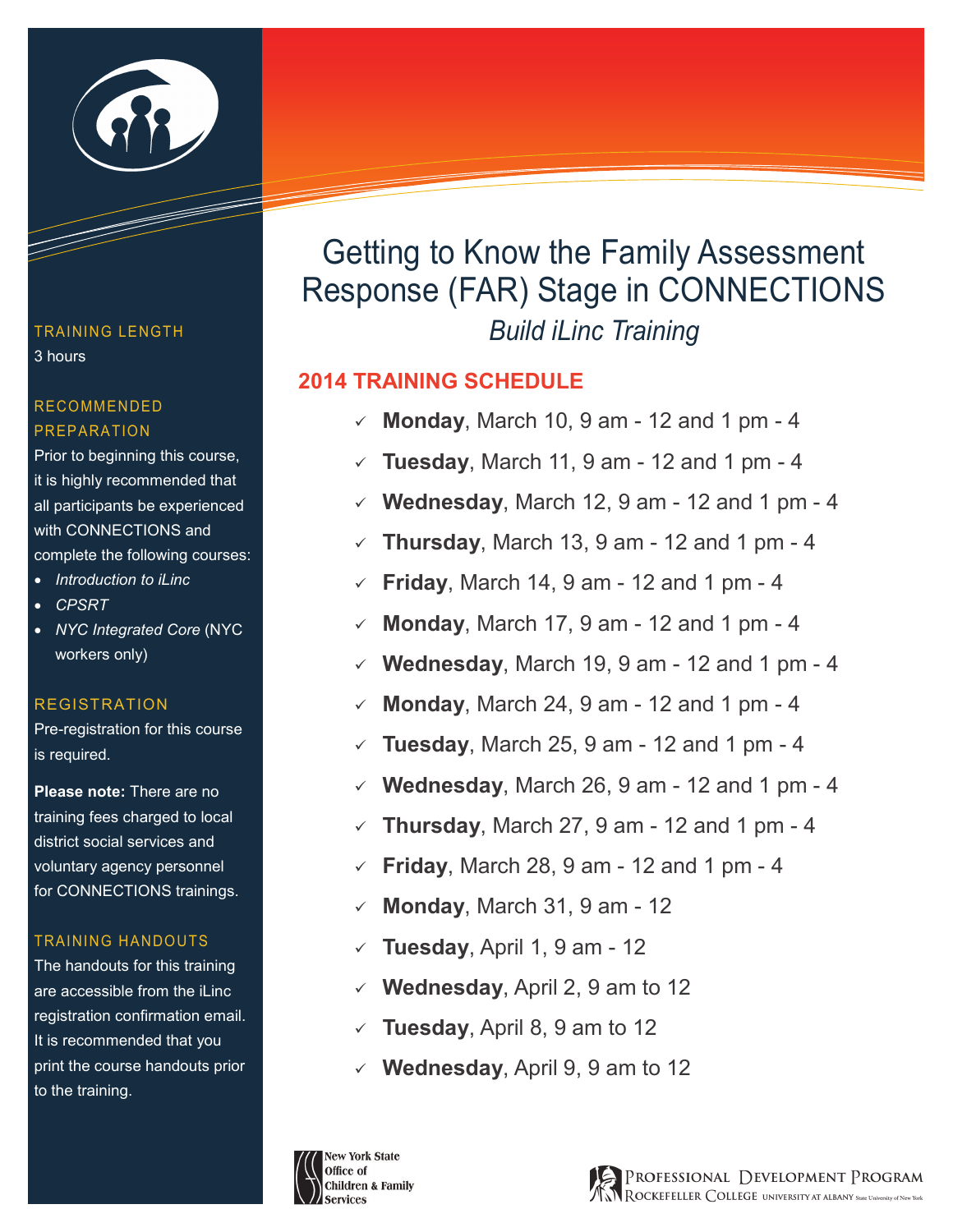# Getting to Know the Family Assessment Response (FAR) Stage in CONNECTIONS

*Build iLinc Training*

## 2014 TRAINING SCHEDULE

- ✓ **Monday**, March 10, 9 am - 12 and 1 pm - 4
- ✓ **Tuesday**, March 11, 9 am - 12 and 1 pm - 4
- ✓ **Wednesday**, March 12, 9 am - 12 and 1 pm - 4
- ✓ **Thursday**, March 13, 9 am - 12 and 1 pm - 4
- ✓ **Friday**, March 14, 9 am - 12 and 1 pm - 4
- ✓ **Monday**, March 17, 9 am - 12 and 1 pm - 4
- ✓ **Wednesday**, March 19, 9 am - 12 and 1 pm - 4
- ✓ **Monday**, March 24, 9 am - 12 and 1 pm - 4
- ✓ **Tuesday**, March 25, 9 am - 12 and 1 pm - 4
- ✓ **Wednesday**, March 26, 9 am - 12 and 1 pm - 4
- ✓ **Thursday**, March 27, 9 am - 12 and 1 pm - 4
- ✓ **Friday**, March 28, 9 am - 12 and 1 pm - 4
- ✓ **Monday**, March 31, 9 am - 12
- ✓ **Tuesday**, April 1, 9 am - 12
- ✓ **Wednesday**, April 2, 9 am to 12
- ✓ **Tuesday**, April 8, 9 am to 12
- ✓ **Wednesday**, April 9, 9 am to 12

### TRAINING LENGTH

3 hours

### RECOMMENDED PREPARATION

Prior to beginning this course, it is highly recommended that all participants be experienced with CONNECTIONS and complete the following courses:

- *Introduction to iLinc*
- *CPSRT*
- *NYC Integrated Core* (NYC workers only)

### REGISTRATION

Pre-registration for this course is required.

**Please note:** There are no training fees charged to local district social services and voluntary agency personnel for CONNECTIONS trainings.

### TRAINING HANDOUTS

The handouts for this training are accessible from the iLinc registration confirmation email. It is recommended that you print the course handouts prior to the training.

New York State Office of Children & Family Services

Professional Development Program
Rockefeller College University at Albany State University of New York